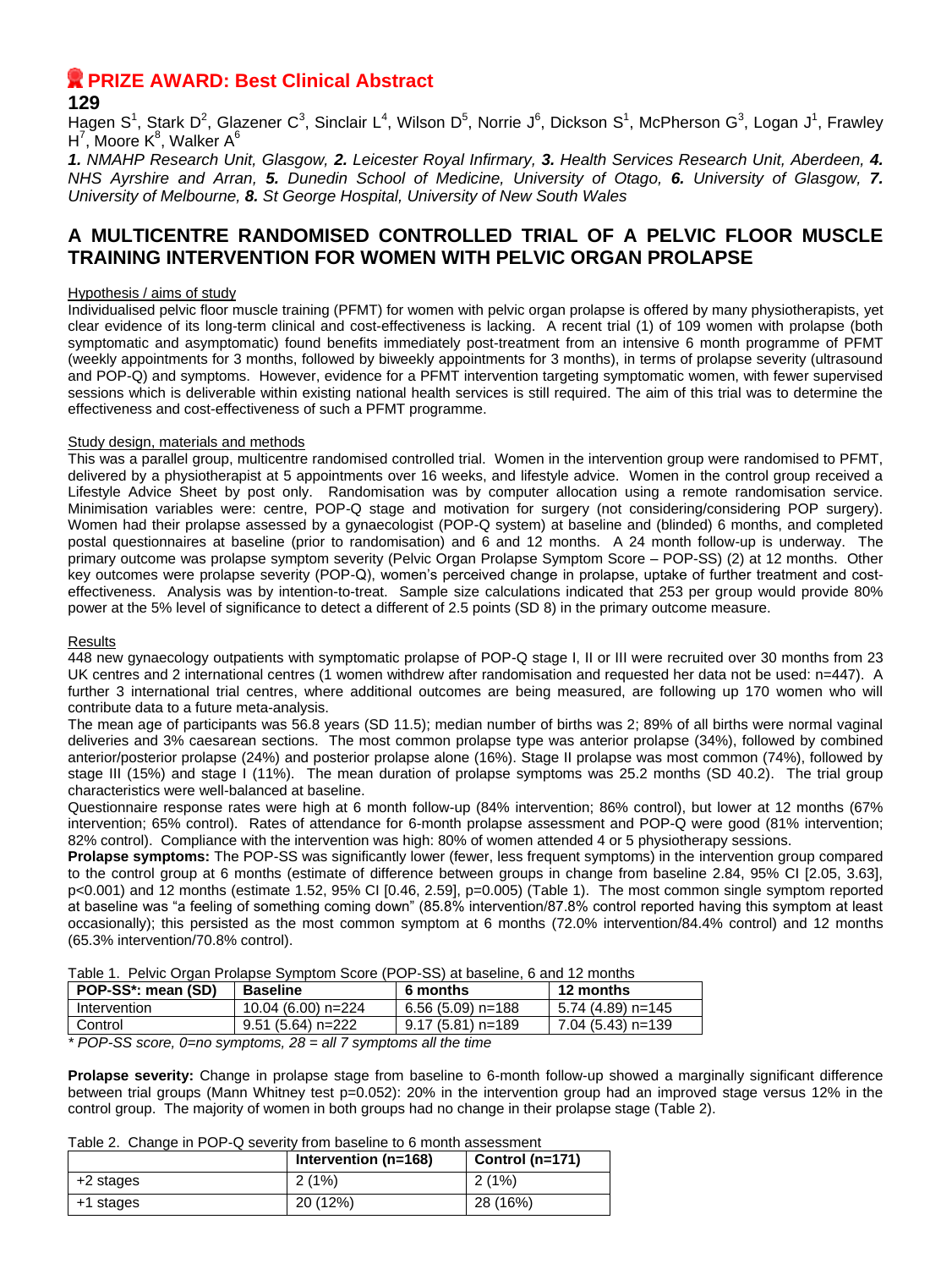# PRIZE AWARD: Best Clinical Abstract

## 129

Hagen S[1], Stark D[2], Glazener C[3], Sinclair L[4], Wilson D[5], Norrie J[6], Dickson S[1], McPherson G[3], Logan J[1], Frawley H[7], Moore K[8], Walker A[6]

***1.** NMAHP Research Unit, Glasgow, **2.** Leicester Royal Infirmary, **3.** Health Services Research Unit, Aberdeen, **4.** NHS Ayrshire and Arran, **5.** Dunedin School of Medicine, University of Otago, **6.** University of Glasgow, **7.** University of Melbourne, **8.** St George Hospital, University of New South Wales*

## A MULTICENTRE RANDOMISED CONTROLLED TRIAL OF A PELVIC FLOOR MUSCLE TRAINING INTERVENTION FOR WOMEN WITH PELVIC ORGAN PROLAPSE

### Hypothesis / aims of study

Individualised pelvic floor muscle training (PFMT) for women with pelvic organ prolapse is offered by many physiotherapists, yet clear evidence of its long-term clinical and cost-effectiveness is lacking. A recent trial (1) of 109 women with prolapse (both symptomatic and asymptomatic) found benefits immediately post-treatment from an intensive 6 month programme of PFMT (weekly appointments for 3 months, followed by biweekly appointments for 3 months), in terms of prolapse severity (ultrasound and POP-Q) and symptoms. However, evidence for a PFMT intervention targeting symptomatic women, with fewer supervised sessions which is deliverable within existing national health services is still required. The aim of this trial was to determine the effectiveness and cost-effectiveness of such a PFMT programme.

### Study design, materials and methods

This was a parallel group, multicentre randomised controlled trial. Women in the intervention group were randomised to PFMT, delivered by a physiotherapist at 5 appointments over 16 weeks, and lifestyle advice. Women in the control group received a Lifestyle Advice Sheet by post only. Randomisation was by computer allocation using a remote randomisation service. Minimisation variables were: centre, POP-Q stage and motivation for surgery (not considering/considering POP surgery). Women had their prolapse assessed by a gynaecologist (POP-Q system) at baseline and (blinded) 6 months, and completed postal questionnaires at baseline (prior to randomisation) and 6 and 12 months. A 24 month follow-up is underway. The primary outcome was prolapse symptom severity (Pelvic Organ Prolapse Symptom Score – POP-SS) (2) at 12 months. Other key outcomes were prolapse severity (POP-Q), women's perceived change in prolapse, uptake of further treatment and cost-effectiveness. Analysis was by intention-to-treat. Sample size calculations indicated that 253 per group would provide 80% power at the 5% level of significance to detect a different of 2.5 points (SD 8) in the primary outcome measure.

### Results

448 new gynaecology outpatients with symptomatic prolapse of POP-Q stage I, II or III were recruited over 30 months from 23 UK centres and 2 international centres (1 women withdrew after randomisation and requested her data not be used: n=447). A further 3 international trial centres, where additional outcomes are being measured, are following up 170 women who will contribute data to a future meta-analysis.

The mean age of participants was 56.8 years (SD 11.5); median number of births was 2; 89% of all births were normal vaginal deliveries and 3% caesarean sections. The most common prolapse type was anterior prolapse (34%), followed by combined anterior/posterior prolapse (24%) and posterior prolapse alone (16%). Stage II prolapse was most common (74%), followed by stage III (15%) and stage I (11%). The mean duration of prolapse symptoms was 25.2 months (SD 40.2). The trial group characteristics were well-balanced at baseline.

Questionnaire response rates were high at 6 month follow-up (84% intervention; 86% control), but lower at 12 months (67% intervention; 65% control). Rates of attendance for 6-month prolapse assessment and POP-Q were good (81% intervention; 82% control). Compliance with the intervention was high: 80% of women attended 4 or 5 physiotherapy sessions.

**Prolapse symptoms:** The POP-SS was significantly lower (fewer, less frequent symptoms) in the intervention group compared to the control group at 6 months (estimate of difference between groups in change from baseline 2.84, 95% CI [2.05, 3.63], p<0.001) and 12 months (estimate 1.52, 95% CI [0.46, 2.59], p=0.005) (Table 1). The most common single symptom reported at baseline was "a feeling of something coming down" (85.8% intervention/87.8% control reported having this symptom at least occasionally); this persisted as the most common symptom at 6 months (72.0% intervention/84.4% control) and 12 months (65.3% intervention/70.8% control).

Table 1. Pelvic Organ Prolapse Symptom Score (POP-SS) at baseline, 6 and 12 months

| POP-SS*: mean (SD) | Baseline | 6 months | 12 months |
|---|---|---|---|
| Intervention | 10.04 (6.00) n=224 | 6.56 (5.09) n=188 | 5.74 (4.89) n=145 |
| Control | 9.51 (5.64) n=222 | 9.17 (5.81) n=189 | 7.04 (5.43) n=139 |

*\* POP-SS score, 0=no symptoms, 28 = all 7 symptoms all the time*

**Prolapse severity:** Change in prolapse stage from baseline to 6-month follow-up showed a marginally significant difference between trial groups (Mann Whitney test p=0.052): 20% in the intervention group had an improved stage versus 12% in the control group. The majority of women in both groups had no change in their prolapse stage (Table 2).

Table 2. Change in POP-Q severity from baseline to 6 month assessment

| | Intervention (n=168) | Control (n=171) |
|---|---|---|
| +2 stages | 2 (1%) | 2 (1%) |
| +1 stages | 20 (12%) | 28 (16%) |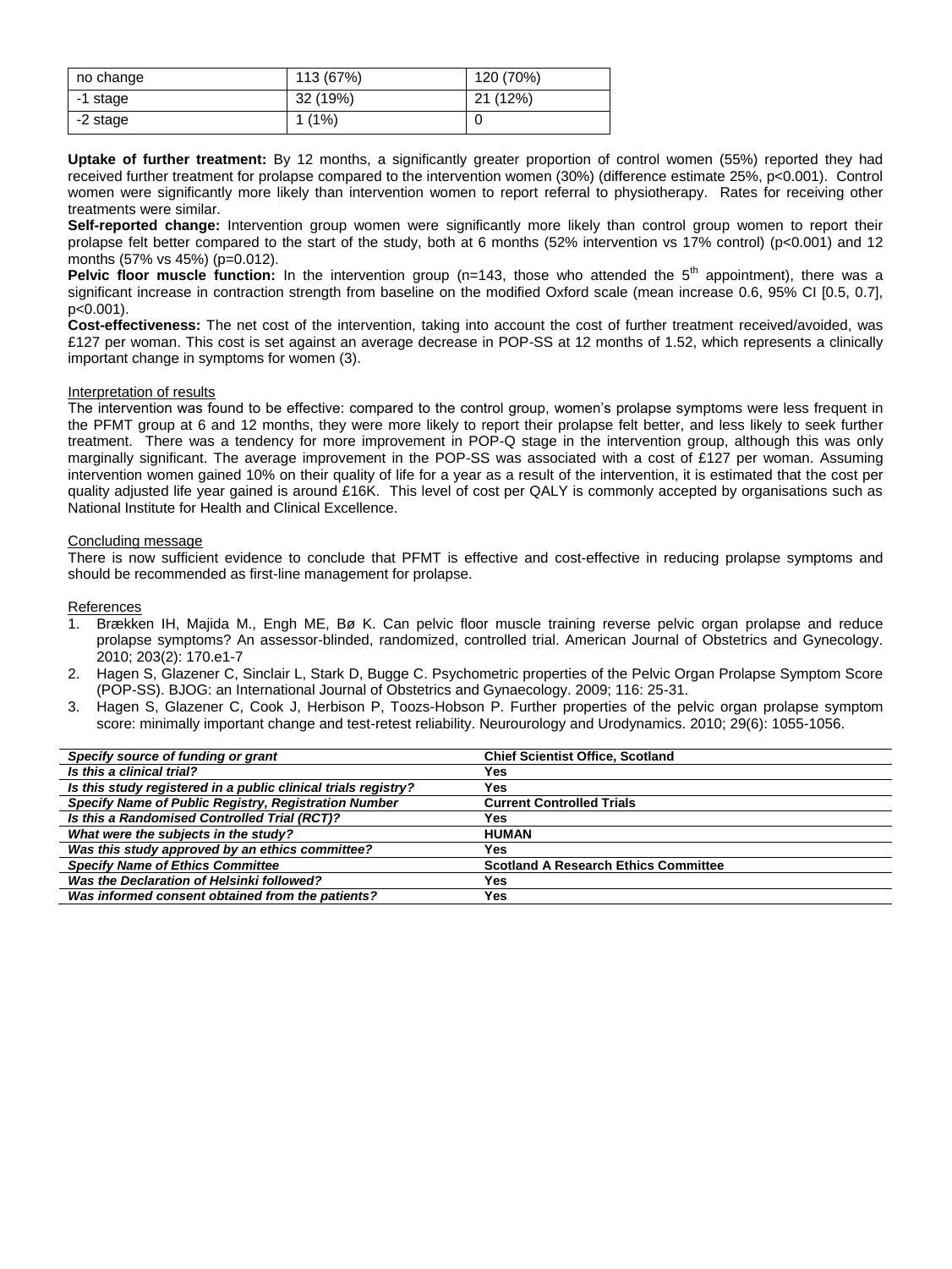| | | |
|---|---|---|
| no change | 113 (67%) | 120 (70%) |
| -1 stage | 32 (19%) | 21 (12%) |
| -2 stage | 1 (1%) | 0 |

**Uptake of further treatment:** By 12 months, a significantly greater proportion of control women (55%) reported they had received further treatment for prolapse compared to the intervention women (30%) (difference estimate 25%, p<0.001). Control women were significantly more likely than intervention women to report referral to physiotherapy. Rates for receiving other treatments were similar.

**Self-reported change:** Intervention group women were significantly more likely than control group women to report their prolapse felt better compared to the start of the study, both at 6 months (52% intervention vs 17% control) (p<0.001) and 12 months (57% vs 45%) (p=0.012).

**Pelvic floor muscle function:** In the intervention group (n=143, those who attended the $5^{th}$ appointment), there was a significant increase in contraction strength from baseline on the modified Oxford scale (mean increase 0.6, 95% CI [0.5, 0.7], p<0.001).

**Cost-effectiveness:** The net cost of the intervention, taking into account the cost of further treatment received/avoided, was £127 per woman. This cost is set against an average decrease in POP-SS at 12 months of 1.52, which represents a clinically important change in symptoms for women (3).

Interpretation of results

The intervention was found to be effective: compared to the control group, women's prolapse symptoms were less frequent in the PFMT group at 6 and 12 months, they were more likely to report their prolapse felt better, and less likely to seek further treatment. There was a tendency for more improvement in POP-Q stage in the intervention group, although this was only marginally significant. The average improvement in the POP-SS was associated with a cost of £127 per woman. Assuming intervention women gained 10% on their quality of life for a year as a result of the intervention, it is estimated that the cost per quality adjusted life year gained is around £16K. This level of cost per QALY is commonly accepted by organisations such as National Institute for Health and Clinical Excellence.

Concluding message

There is now sufficient evidence to conclude that PFMT is effective and cost-effective in reducing prolapse symptoms and should be recommended as first-line management for prolapse.

References

1. Brækken IH, Majida M., Engh ME, Bø K. Can pelvic floor muscle training reverse pelvic organ prolapse and reduce prolapse symptoms? An assessor-blinded, randomized, controlled trial. American Journal of Obstetrics and Gynecology. 2010; 203(2): 170.e1-7
2. Hagen S, Glazener C, Sinclair L, Stark D, Bugge C. Psychometric properties of the Pelvic Organ Prolapse Symptom Score (POP-SS). BJOG: an International Journal of Obstetrics and Gynaecology. 2009; 116: 25-31.
3. Hagen S, Glazener C, Cook J, Herbison P, Toozs-Hobson P. Further properties of the pelvic organ prolapse symptom score: minimally important change and test-retest reliability. Neurourology and Urodynamics. 2010; 29(6): 1055-1056.

| | |
|---|---|
| ***Specify source of funding or grant*** | **Chief Scientist Office, Scotland** |
| ***Is this a clinical trial?*** | **Yes** |
| ***Is this study registered in a public clinical trials registry?*** | **Yes** |
| ***Specify Name of Public Registry, Registration Number*** | **Current Controlled Trials** |
| ***Is this a Randomised Controlled Trial (RCT)?*** | **Yes** |
| ***What were the subjects in the study?*** | **HUMAN** |
| ***Was this study approved by an ethics committee?*** | **Yes** |
| ***Specify Name of Ethics Committee*** | **Scotland A Research Ethics Committee** |
| ***Was the Declaration of Helsinki followed?*** | **Yes** |
| ***Was informed consent obtained from the patients?*** | **Yes** |